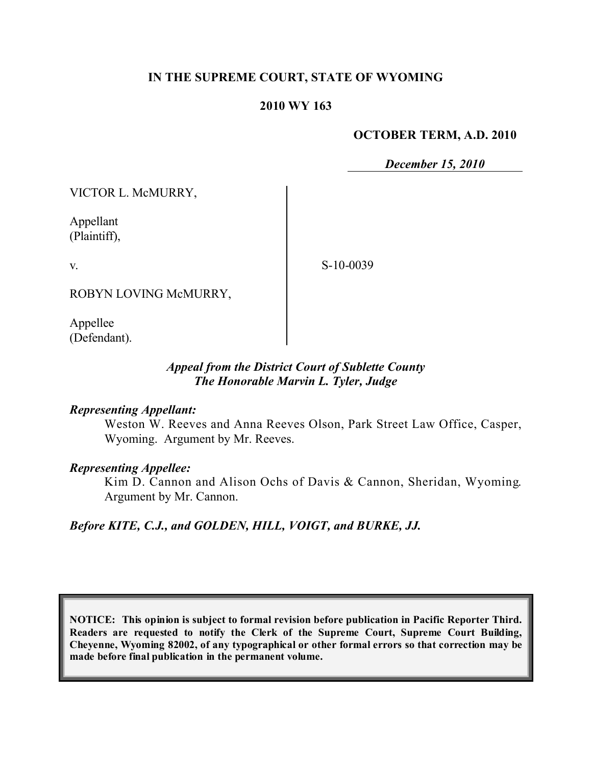**IN THE SUPREME COURT, STATE OF WYOMING**

**2010 WY 163**

**OCTOBER TERM, A.D. 2010**

***December 15, 2010***

VICTOR L. McMURRY,

Appellant
(Plaintiff),

v.

S-10-0039

ROBYN LOVING McMURRY,

Appellee
(Defendant).

***Appeal from the District Court of Sublette County***
***The Honorable Marvin L. Tyler, Judge***

***Representing Appellant:***

Weston W. Reeves and Anna Reeves Olson, Park Street Law Office, Casper, Wyoming. Argument by Mr. Reeves.

***Representing Appellee:***

Kim D. Cannon and Alison Ochs of Davis & Cannon, Sheridan, Wyoming. Argument by Mr. Cannon.

***Before KITE, C.J., and GOLDEN, HILL, VOIGT, and BURKE, JJ.***

**NOTICE: This opinion is subject to formal revision before publication in Pacific Reporter Third. Readers are requested to notify the Clerk of the Supreme Court, Supreme Court Building, Cheyenne, Wyoming 82002, of any typographical or other formal errors so that correction may be made before final publication in the permanent volume.**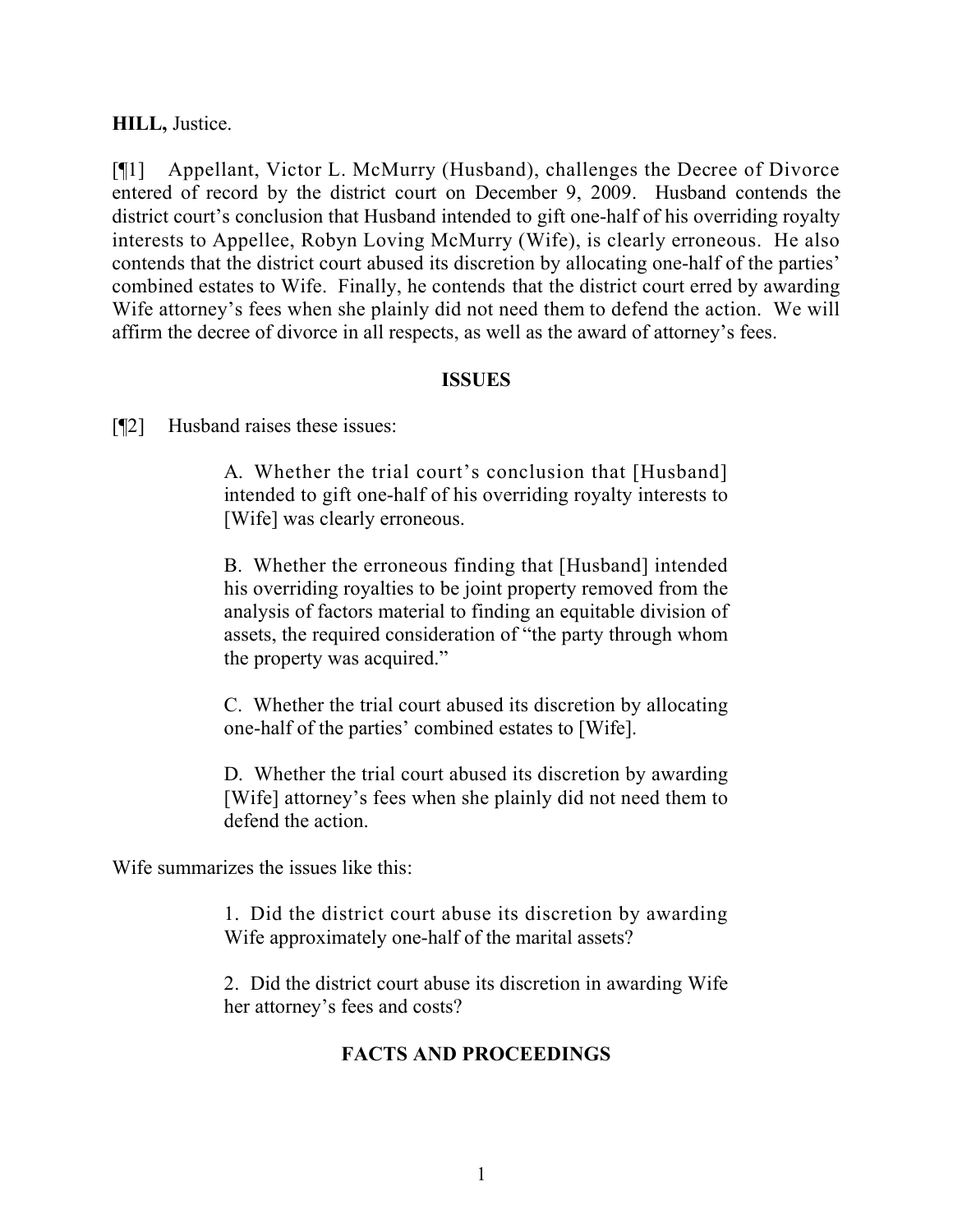**HILL,** Justice.

[¶1] Appellant, Victor L. McMurry (Husband), challenges the Decree of Divorce entered of record by the district court on December 9, 2009. Husband contends the district court's conclusion that Husband intended to gift one-half of his overriding royalty interests to Appellee, Robyn Loving McMurry (Wife), is clearly erroneous. He also contends that the district court abused its discretion by allocating one-half of the parties' combined estates to Wife. Finally, he contends that the district court erred by awarding Wife attorney's fees when she plainly did not need them to defend the action. We will affirm the decree of divorce in all respects, as well as the award of attorney's fees.

**ISSUES**

[¶2] Husband raises these issues:

> A. Whether the trial court's conclusion that [Husband] intended to gift one-half of his overriding royalty interests to [Wife] was clearly erroneous.
>
> B. Whether the erroneous finding that [Husband] intended his overriding royalties to be joint property removed from the analysis of factors material to finding an equitable division of assets, the required consideration of "the party through whom the property was acquired."
>
> C. Whether the trial court abused its discretion by allocating one-half of the parties' combined estates to [Wife].
>
> D. Whether the trial court abused its discretion by awarding [Wife] attorney's fees when she plainly did not need them to defend the action.

Wife summarizes the issues like this:

> 1. Did the district court abuse its discretion by awarding Wife approximately one-half of the marital assets?
>
> 2. Did the district court abuse its discretion in awarding Wife her attorney's fees and costs?

**FACTS AND PROCEEDINGS**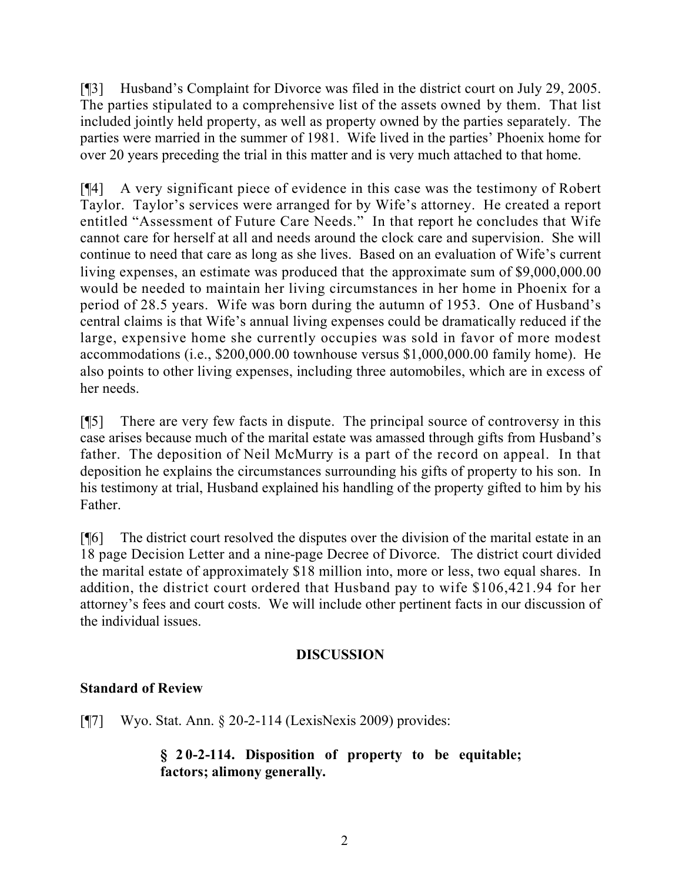[¶3] Husband's Complaint for Divorce was filed in the district court on July 29, 2005. The parties stipulated to a comprehensive list of the assets owned by them. That list included jointly held property, as well as property owned by the parties separately. The parties were married in the summer of 1981. Wife lived in the parties' Phoenix home for over 20 years preceding the trial in this matter and is very much attached to that home.

[¶4] A very significant piece of evidence in this case was the testimony of Robert Taylor. Taylor's services were arranged for by Wife's attorney. He created a report entitled "Assessment of Future Care Needs." In that report he concludes that Wife cannot care for herself at all and needs around the clock care and supervision. She will continue to need that care as long as she lives. Based on an evaluation of Wife's current living expenses, an estimate was produced that the approximate sum of $9,000,000.00 would be needed to maintain her living circumstances in her home in Phoenix for a period of 28.5 years. Wife was born during the autumn of 1953. One of Husband's central claims is that Wife's annual living expenses could be dramatically reduced if the large, expensive home she currently occupies was sold in favor of more modest accommodations (i.e., $200,000.00 townhouse versus $1,000,000.00 family home). He also points to other living expenses, including three automobiles, which are in excess of her needs.

[¶5] There are very few facts in dispute. The principal source of controversy in this case arises because much of the marital estate was amassed through gifts from Husband's father. The deposition of Neil McMurry is a part of the record on appeal. In that deposition he explains the circumstances surrounding his gifts of property to his son. In his testimony at trial, Husband explained his handling of the property gifted to him by his Father.

[¶6] The district court resolved the disputes over the division of the marital estate in an 18 page Decision Letter and a nine-page Decree of Divorce. The district court divided the marital estate of approximately $18 million into, more or less, two equal shares. In addition, the district court ordered that Husband pay to wife $106,421.94 for her attorney's fees and court costs. We will include other pertinent facts in our discussion of the individual issues.

## DISCUSSION

### Standard of Review

[¶7] Wyo. Stat. Ann. § 20-2-114 (LexisNexis 2009) provides:

> **§ 20-2-114. Disposition of property to be equitable; factors; alimony generally.**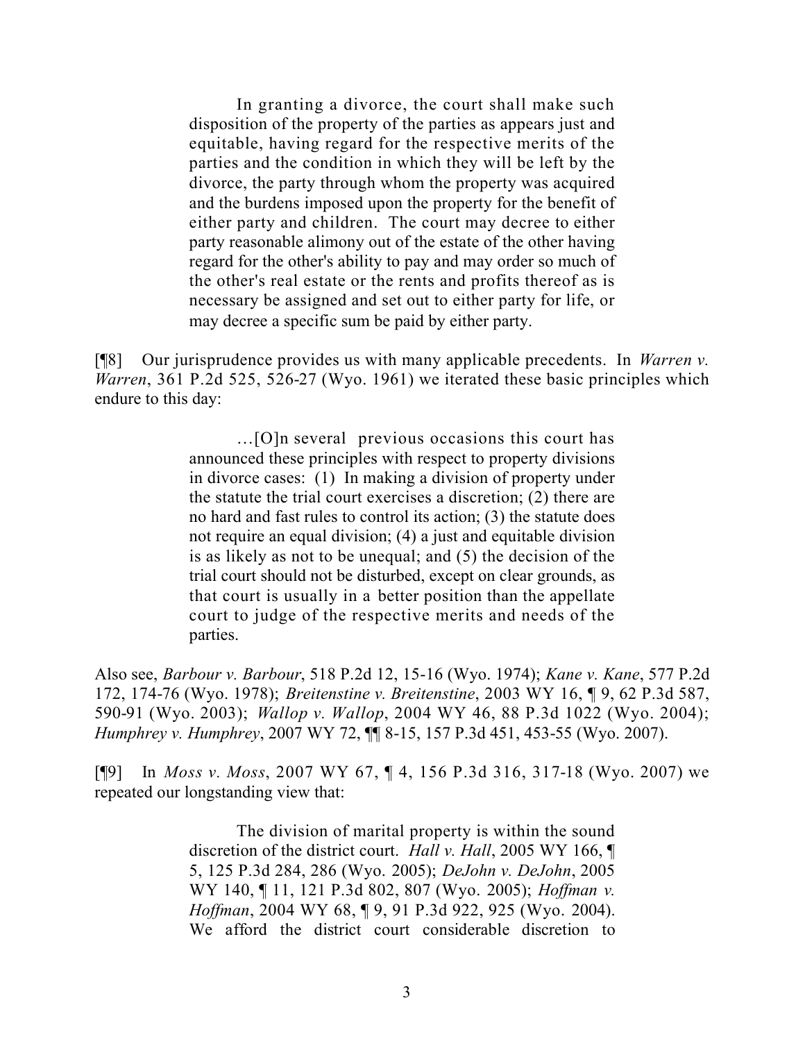> In granting a divorce, the court shall make such disposition of the property of the parties as appears just and equitable, having regard for the respective merits of the parties and the condition in which they will be left by the divorce, the party through whom the property was acquired and the burdens imposed upon the property for the benefit of either party and children. The court may decree to either party reasonable alimony out of the estate of the other having regard for the other's ability to pay and may order so much of the other's real estate or the rents and profits thereof as is necessary be assigned and set out to either party for life, or may decree a specific sum be paid by either party.

[¶8] Our jurisprudence provides us with many applicable precedents. In *Warren v. Warren*, 361 P.2d 525, 526-27 (Wyo. 1961) we iterated these basic principles which endure to this day:

> …[O]n several previous occasions this court has announced these principles with respect to property divisions in divorce cases: (1) In making a division of property under the statute the trial court exercises a discretion; (2) there are no hard and fast rules to control its action; (3) the statute does not require an equal division; (4) a just and equitable division is as likely as not to be unequal; and (5) the decision of the trial court should not be disturbed, except on clear grounds, as that court is usually in a better position than the appellate court to judge of the respective merits and needs of the parties.

Also see, *Barbour v. Barbour*, 518 P.2d 12, 15-16 (Wyo. 1974); *Kane v. Kane*, 577 P.2d 172, 174-76 (Wyo. 1978); *Breitenstine v. Breitenstine*, 2003 WY 16, ¶ 9, 62 P.3d 587, 590-91 (Wyo. 2003); *Wallop v. Wallop*, 2004 WY 46, 88 P.3d 1022 (Wyo. 2004); *Humphrey v. Humphrey*, 2007 WY 72, ¶¶ 8-15, 157 P.3d 451, 453-55 (Wyo. 2007).

[¶9] In *Moss v. Moss*, 2007 WY 67, ¶ 4, 156 P.3d 316, 317-18 (Wyo. 2007) we repeated our longstanding view that:

> The division of marital property is within the sound discretion of the district court. *Hall v. Hall*, 2005 WY 166, ¶ 5, 125 P.3d 284, 286 (Wyo. 2005); *DeJohn v. DeJohn*, 2005 WY 140, ¶ 11, 121 P.3d 802, 807 (Wyo. 2005); *Hoffman v. Hoffman*, 2004 WY 68, ¶ 9, 91 P.3d 922, 925 (Wyo. 2004). We afford the district court considerable discretion to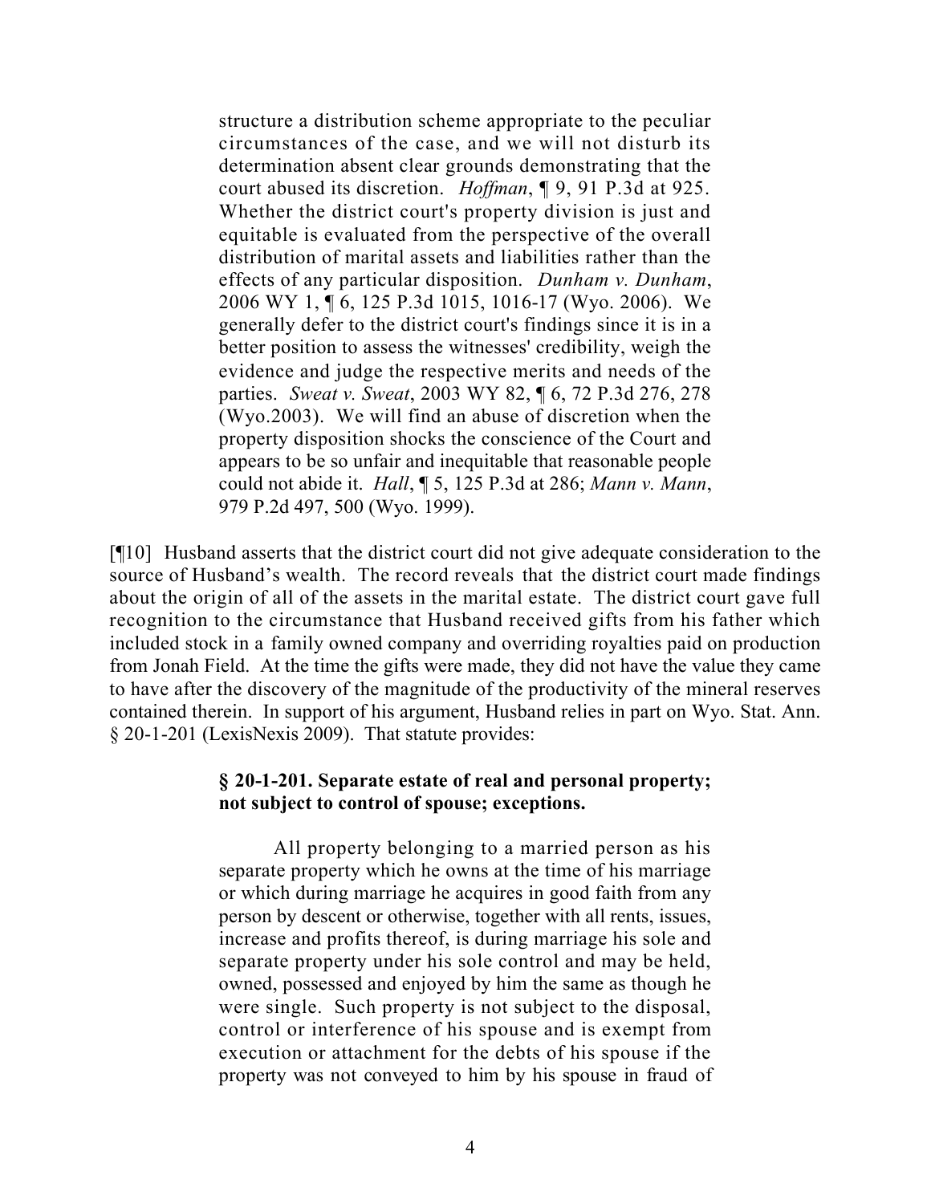structure a distribution scheme appropriate to the peculiar circumstances of the case, and we will not disturb its determination absent clear grounds demonstrating that the court abused its discretion. *Hoffman*, ¶ 9, 91 P.3d at 925. Whether the district court's property division is just and equitable is evaluated from the perspective of the overall distribution of marital assets and liabilities rather than the effects of any particular disposition. *Dunham v. Dunham*, 2006 WY 1, ¶ 6, 125 P.3d 1015, 1016-17 (Wyo. 2006). We generally defer to the district court's findings since it is in a better position to assess the witnesses' credibility, weigh the evidence and judge the respective merits and needs of the parties. *Sweat v. Sweat*, 2003 WY 82, ¶ 6, 72 P.3d 276, 278 (Wyo.2003). We will find an abuse of discretion when the property disposition shocks the conscience of the Court and appears to be so unfair and inequitable that reasonable people could not abide it. *Hall*, ¶ 5, 125 P.3d at 286; *Mann v. Mann*, 979 P.2d 497, 500 (Wyo. 1999).

[¶10] Husband asserts that the district court did not give adequate consideration to the source of Husband's wealth. The record reveals that the district court made findings about the origin of all of the assets in the marital estate. The district court gave full recognition to the circumstance that Husband received gifts from his father which included stock in a family owned company and overriding royalties paid on production from Jonah Field. At the time the gifts were made, they did not have the value they came to have after the discovery of the magnitude of the productivity of the mineral reserves contained therein. In support of his argument, Husband relies in part on Wyo. Stat. Ann. § 20-1-201 (LexisNexis 2009). That statute provides:

> **§ 20-1-201. Separate estate of real and personal property; not subject to control of spouse; exceptions.**
>
> All property belonging to a married person as his separate property which he owns at the time of his marriage or which during marriage he acquires in good faith from any person by descent or otherwise, together with all rents, issues, increase and profits thereof, is during marriage his sole and separate property under his sole control and may be held, owned, possessed and enjoyed by him the same as though he were single. Such property is not subject to the disposal, control or interference of his spouse and is exempt from execution or attachment for the debts of his spouse if the property was not conveyed to him by his spouse in fraud of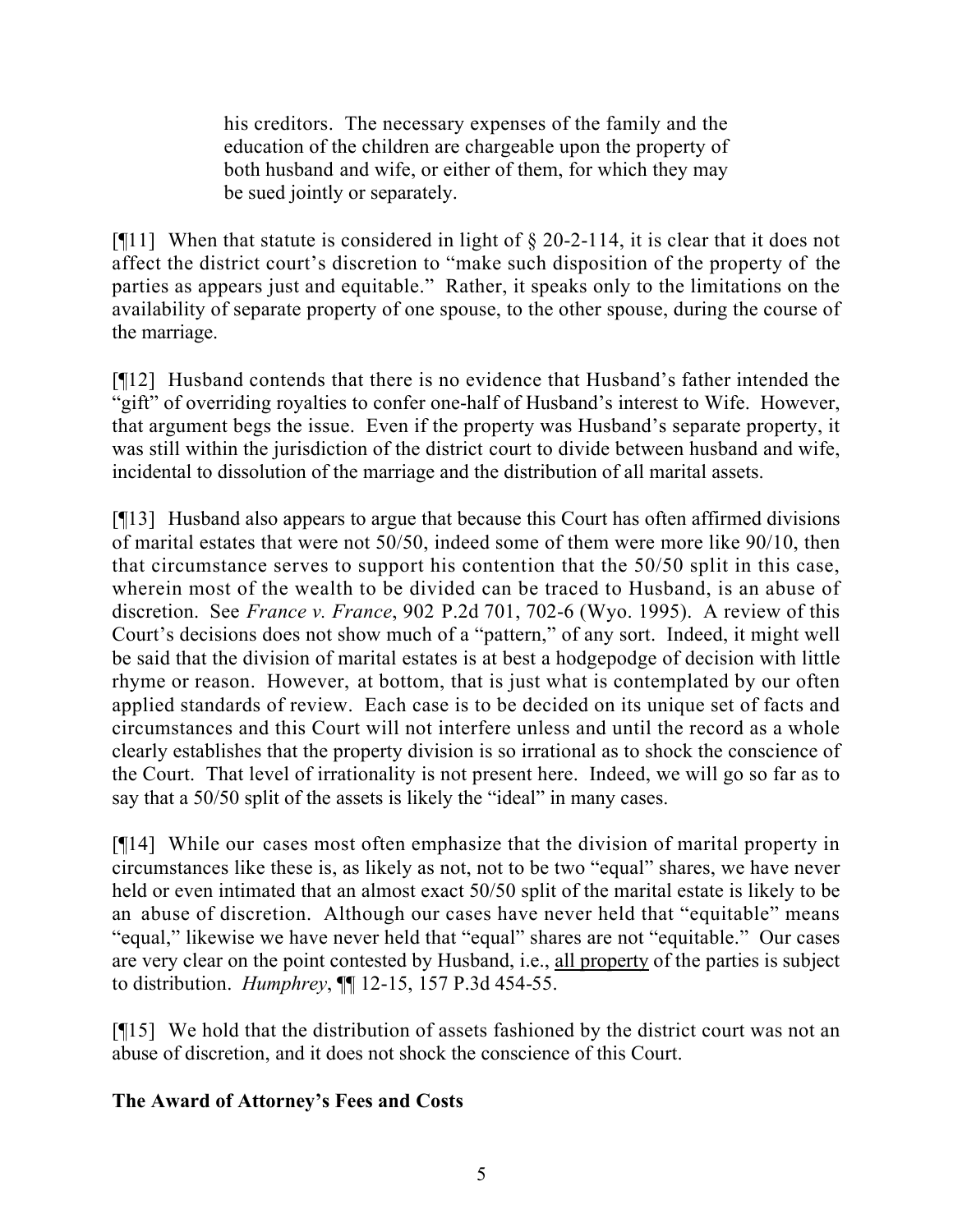> his creditors. The necessary expenses of the family and the education of the children are chargeable upon the property of both husband and wife, or either of them, for which they may be sued jointly or separately.

[¶11] When that statute is considered in light of § 20-2-114, it is clear that it does not affect the district court's discretion to "make such disposition of the property of the parties as appears just and equitable." Rather, it speaks only to the limitations on the availability of separate property of one spouse, to the other spouse, during the course of the marriage.

[¶12] Husband contends that there is no evidence that Husband's father intended the "gift" of overriding royalties to confer one-half of Husband's interest to Wife. However, that argument begs the issue. Even if the property was Husband's separate property, it was still within the jurisdiction of the district court to divide between husband and wife, incidental to dissolution of the marriage and the distribution of all marital assets.

[¶13] Husband also appears to argue that because this Court has often affirmed divisions of marital estates that were not 50/50, indeed some of them were more like 90/10, then that circumstance serves to support his contention that the 50/50 split in this case, wherein most of the wealth to be divided can be traced to Husband, is an abuse of discretion. See *France v. France*, 902 P.2d 701, 702-6 (Wyo. 1995). A review of this Court's decisions does not show much of a "pattern," of any sort. Indeed, it might well be said that the division of marital estates is at best a hodgepodge of decision with little rhyme or reason. However, at bottom, that is just what is contemplated by our often applied standards of review. Each case is to be decided on its unique set of facts and circumstances and this Court will not interfere unless and until the record as a whole clearly establishes that the property division is so irrational as to shock the conscience of the Court. That level of irrationality is not present here. Indeed, we will go so far as to say that a 50/50 split of the assets is likely the "ideal" in many cases.

[¶14] While our cases most often emphasize that the division of marital property in circumstances like these is, as likely as not, not to be two "equal" shares, we have never held or even intimated that an almost exact 50/50 split of the marital estate is likely to be an abuse of discretion. Although our cases have never held that "equitable" means "equal," likewise we have never held that "equal" shares are not "equitable." Our cases are very clear on the point contested by Husband, i.e., all property of the parties is subject to distribution. *Humphrey*, ¶¶ 12-15, 157 P.3d 454-55.

[¶15] We hold that the distribution of assets fashioned by the district court was not an abuse of discretion, and it does not shock the conscience of this Court.

**The Award of Attorney's Fees and Costs**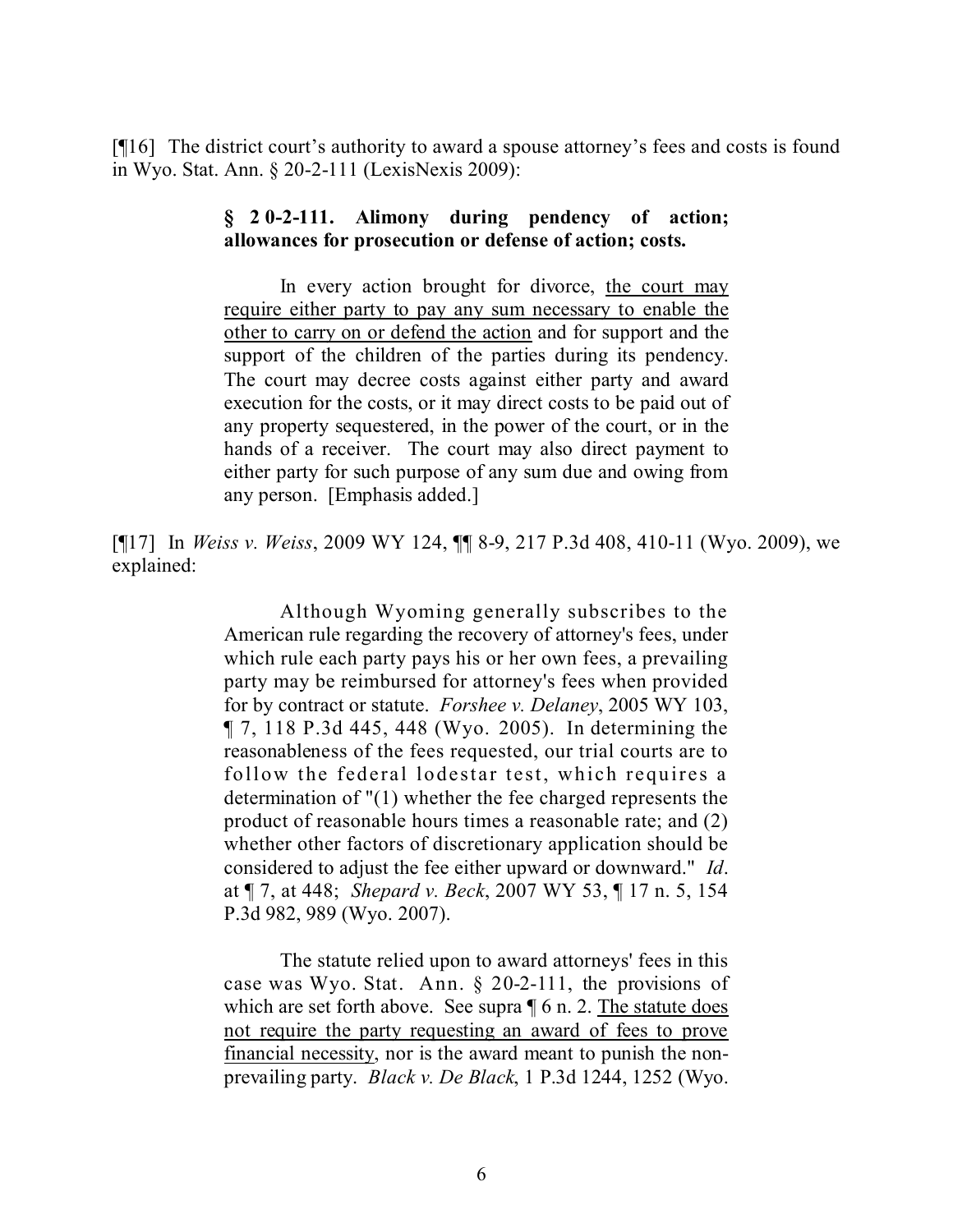[¶16] The district court's authority to award a spouse attorney's fees and costs is found in Wyo. Stat. Ann. § 20-2-111 (LexisNexis 2009):

> **§ 2 0-2-111. Alimony during pendency of action; allowances for prosecution or defense of action; costs.**
>
> In every action brought for divorce, <u>the court may require either party to pay any sum necessary to enable the other to carry on or defend the action</u> and for support and the support of the children of the parties during its pendency. The court may decree costs against either party and award execution for the costs, or it may direct costs to be paid out of any property sequestered, in the power of the court, or in the hands of a receiver. The court may also direct payment to either party for such purpose of any sum due and owing from any person. [Emphasis added.]

[¶17] In *Weiss v. Weiss*, 2009 WY 124, ¶¶ 8-9, 217 P.3d 408, 410-11 (Wyo. 2009), we explained:

> Although Wyoming generally subscribes to the American rule regarding the recovery of attorney's fees, under which rule each party pays his or her own fees, a prevailing party may be reimbursed for attorney's fees when provided for by contract or statute. *Forshee v. Delaney*, 2005 WY 103, ¶ 7, 118 P.3d 445, 448 (Wyo. 2005). In determining the reasonableness of the fees requested, our trial courts are to follow the federal lodestar test, which requires a determination of "(1) whether the fee charged represents the product of reasonable hours times a reasonable rate; and (2) whether other factors of discretionary application should be considered to adjust the fee either upward or downward." *Id*. at ¶ 7, at 448; *Shepard v. Beck*, 2007 WY 53, ¶ 17 n. 5, 154 P.3d 982, 989 (Wyo. 2007).
>
> The statute relied upon to award attorneys' fees in this case was Wyo. Stat. Ann. § 20-2-111, the provisions of which are set forth above. See supra ¶ 6 n. 2. <u>The statute does not require the party requesting an award of fees to prove financial necessity</u>, nor is the award meant to punish the non-prevailing party. *Black v. De Black*, 1 P.3d 1244, 1252 (Wyo.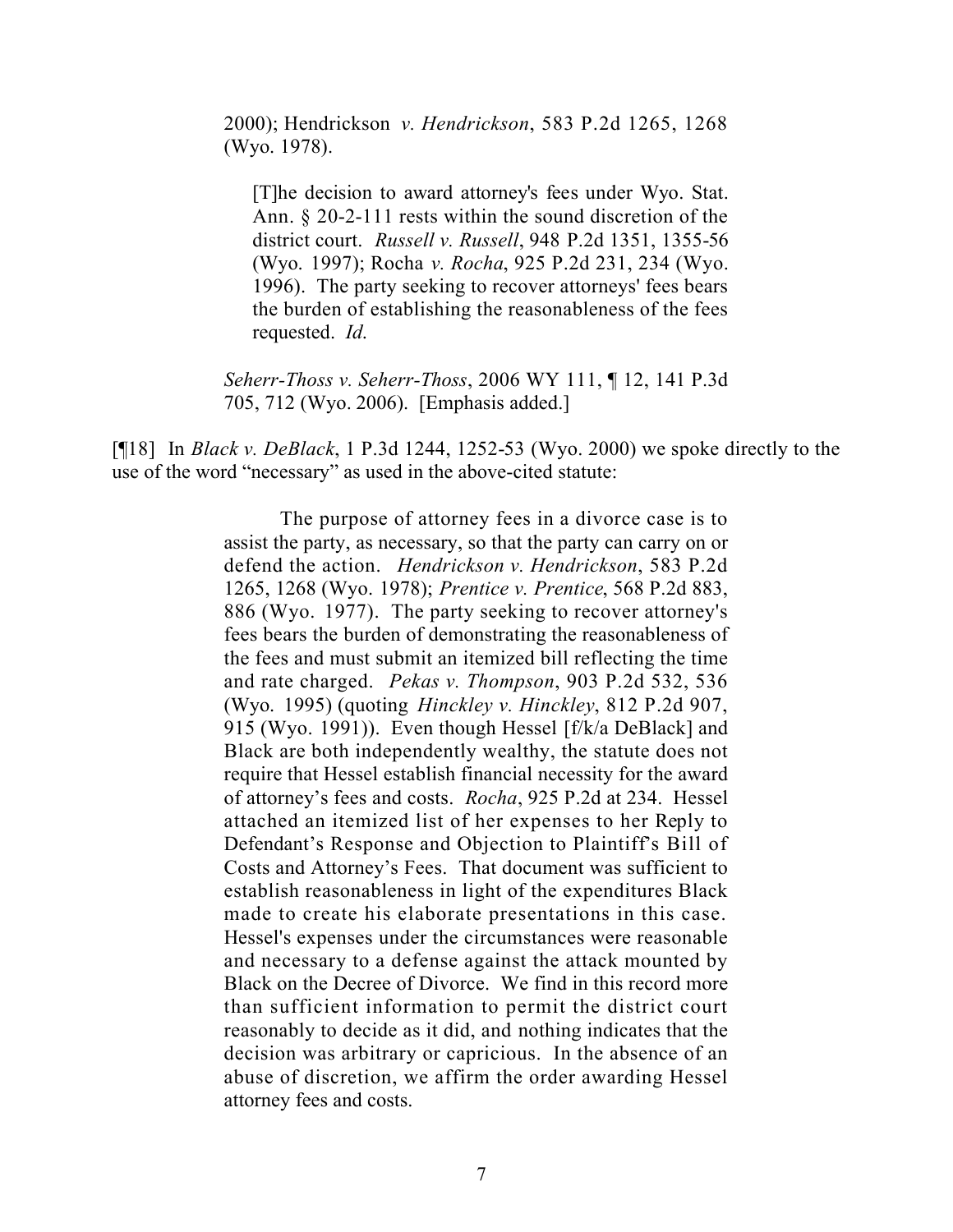2000); Hendrickson *v. Hendrickson*, 583 P.2d 1265, 1268 (Wyo. 1978).

> [T]he decision to award attorney's fees under Wyo. Stat. Ann. § 20-2-111 rests within the sound discretion of the district court. *Russell v. Russell*, 948 P.2d 1351, 1355-56 (Wyo. 1997); Rocha *v. Rocha*, 925 P.2d 231, 234 (Wyo. 1996). The party seeking to recover attorneys' fees bears the burden of establishing the reasonableness of the fees requested. *Id.*

*Seherr-Thoss v. Seherr-Thoss*, 2006 WY 111, ¶ 12, 141 P.3d 705, 712 (Wyo. 2006). [Emphasis added.]

[¶18] In *Black v. DeBlack*, 1 P.3d 1244, 1252-53 (Wyo. 2000) we spoke directly to the use of the word "necessary" as used in the above-cited statute:

> The purpose of attorney fees in a divorce case is to assist the party, as necessary, so that the party can carry on or defend the action. *Hendrickson v. Hendrickson*, 583 P.2d 1265, 1268 (Wyo. 1978); *Prentice v. Prentice*, 568 P.2d 883, 886 (Wyo. 1977). The party seeking to recover attorney's fees bears the burden of demonstrating the reasonableness of the fees and must submit an itemized bill reflecting the time and rate charged. *Pekas v. Thompson*, 903 P.2d 532, 536 (Wyo. 1995) (quoting *Hinckley v. Hinckley*, 812 P.2d 907, 915 (Wyo. 1991)). Even though Hessel [f/k/a DeBlack] and Black are both independently wealthy, the statute does not require that Hessel establish financial necessity for the award of attorney's fees and costs. *Rocha*, 925 P.2d at 234. Hessel attached an itemized list of her expenses to her Reply to Defendant's Response and Objection to Plaintiff's Bill of Costs and Attorney's Fees. That document was sufficient to establish reasonableness in light of the expenditures Black made to create his elaborate presentations in this case. Hessel's expenses under the circumstances were reasonable and necessary to a defense against the attack mounted by Black on the Decree of Divorce. We find in this record more than sufficient information to permit the district court reasonably to decide as it did, and nothing indicates that the decision was arbitrary or capricious. In the absence of an abuse of discretion, we affirm the order awarding Hessel attorney fees and costs.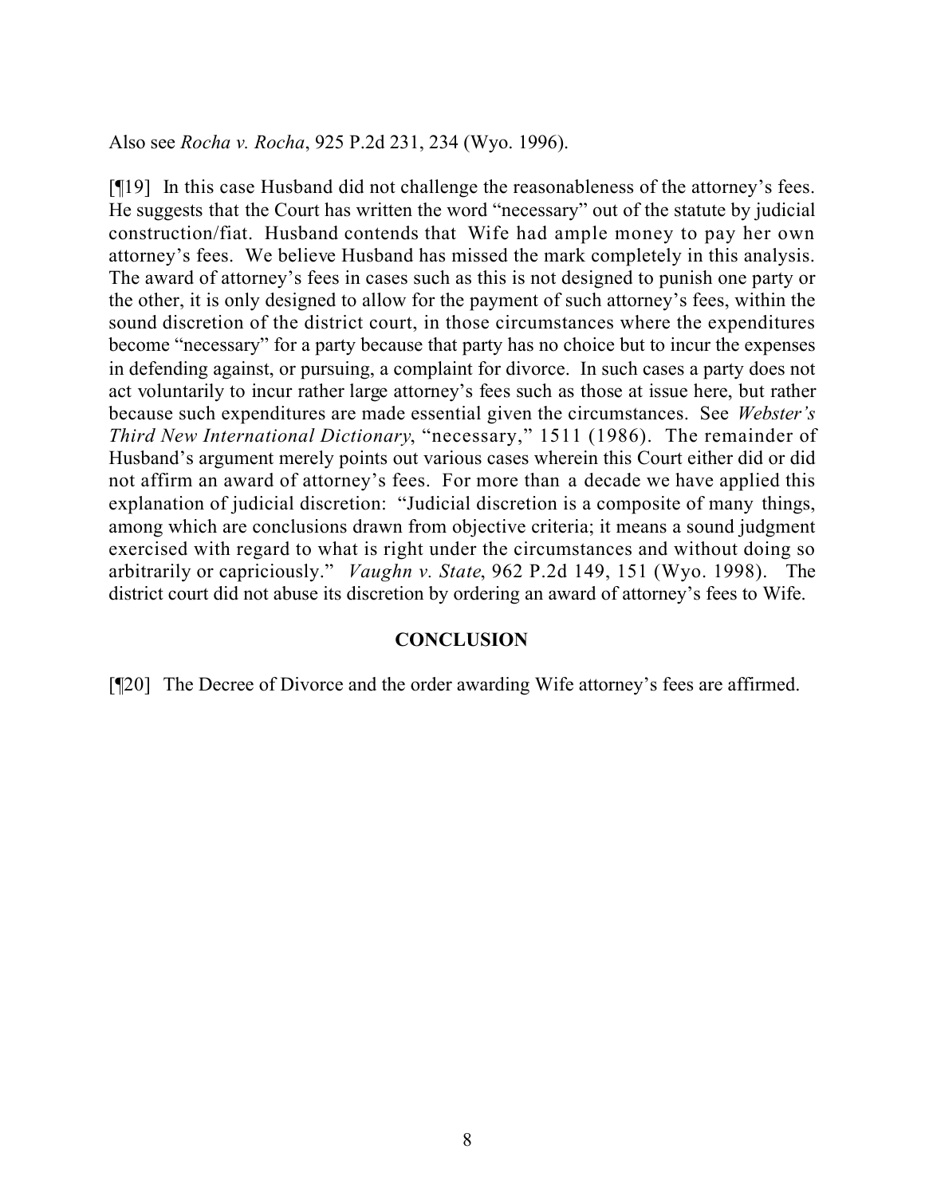Also see *Rocha v. Rocha*, 925 P.2d 231, 234 (Wyo. 1996).

[¶19] In this case Husband did not challenge the reasonableness of the attorney's fees. He suggests that the Court has written the word "necessary" out of the statute by judicial construction/fiat. Husband contends that Wife had ample money to pay her own attorney's fees. We believe Husband has missed the mark completely in this analysis. The award of attorney's fees in cases such as this is not designed to punish one party or the other, it is only designed to allow for the payment of such attorney's fees, within the sound discretion of the district court, in those circumstances where the expenditures become "necessary" for a party because that party has no choice but to incur the expenses in defending against, or pursuing, a complaint for divorce. In such cases a party does not act voluntarily to incur rather large attorney's fees such as those at issue here, but rather because such expenditures are made essential given the circumstances. See *Webster's Third New International Dictionary*, "necessary," 1511 (1986). The remainder of Husband's argument merely points out various cases wherein this Court either did or did not affirm an award of attorney's fees. For more than a decade we have applied this explanation of judicial discretion: "Judicial discretion is a composite of many things, among which are conclusions drawn from objective criteria; it means a sound judgment exercised with regard to what is right under the circumstances and without doing so arbitrarily or capriciously." *Vaughn v. State*, 962 P.2d 149, 151 (Wyo. 1998). The district court did not abuse its discretion by ordering an award of attorney's fees to Wife.

## CONCLUSION

[¶20] The Decree of Divorce and the order awarding Wife attorney's fees are affirmed.